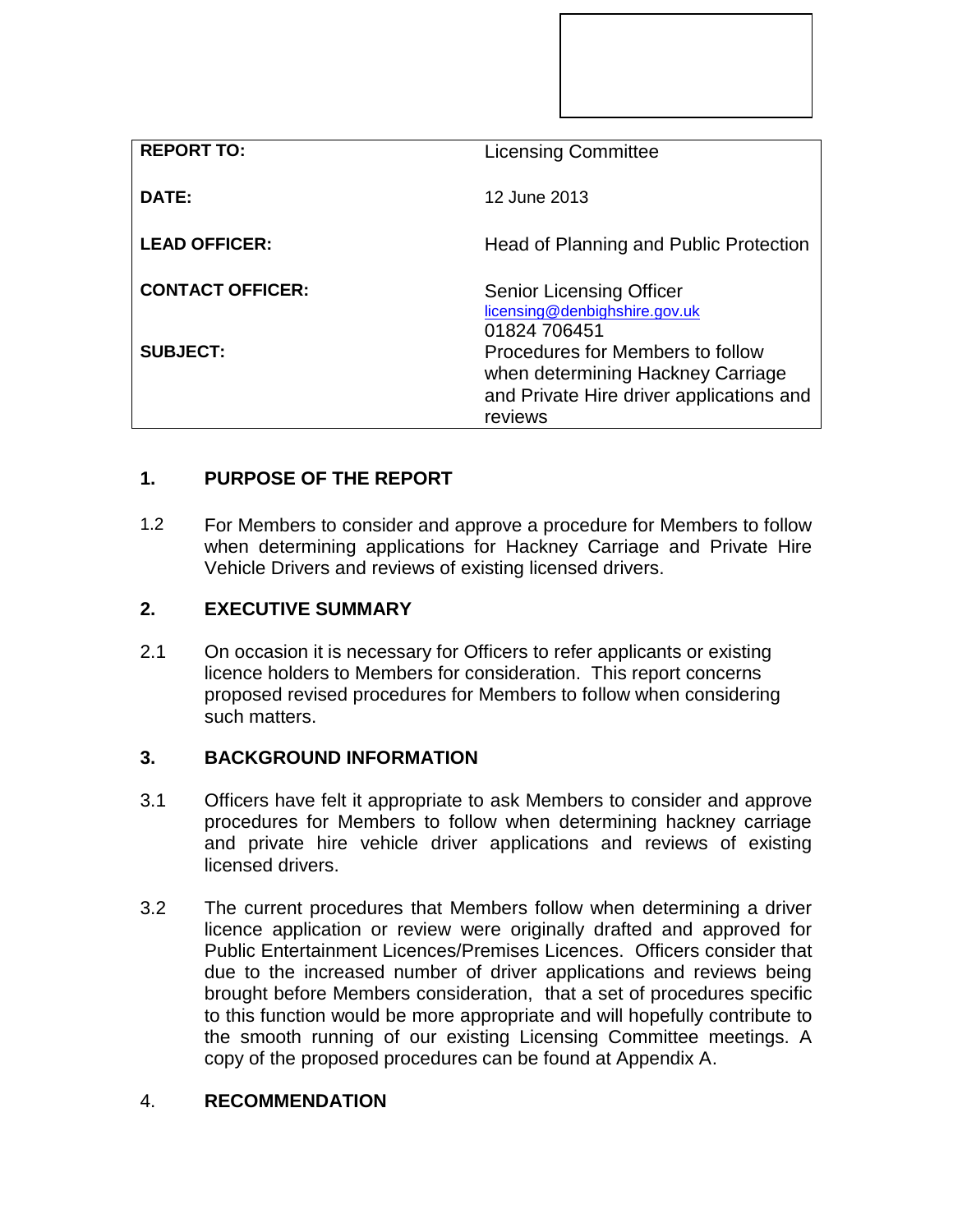| | |
|---|---|
| **REPORT TO:** | Licensing Committee |
| **DATE:** | 12 June 2013 |
| **LEAD OFFICER:** | Head of Planning and Public Protection |
| **CONTACT OFFICER:** | Senior Licensing Officer<br>licensing@denbighshire.gov.uk<br>01824 706451 |
| **SUBJECT:** | Procedures for Members to follow when determining Hackney Carriage and Private Hire driver applications and reviews |

## 1. PURPOSE OF THE REPORT

1.2 For Members to consider and approve a procedure for Members to follow when determining applications for Hackney Carriage and Private Hire Vehicle Drivers and reviews of existing licensed drivers.

## 2. EXECUTIVE SUMMARY

2.1 On occasion it is necessary for Officers to refer applicants or existing licence holders to Members for consideration. This report concerns proposed revised procedures for Members to follow when considering such matters.

## 3. BACKGROUND INFORMATION

3.1 Officers have felt it appropriate to ask Members to consider and approve procedures for Members to follow when determining hackney carriage and private hire vehicle driver applications and reviews of existing licensed drivers.

3.2 The current procedures that Members follow when determining a driver licence application or review were originally drafted and approved for Public Entertainment Licences/Premises Licences. Officers consider that due to the increased number of driver applications and reviews being brought before Members consideration, that a set of procedures specific to this function would be more appropriate and will hopefully contribute to the smooth running of our existing Licensing Committee meetings. A copy of the proposed procedures can be found at Appendix A.

## 4. RECOMMENDATION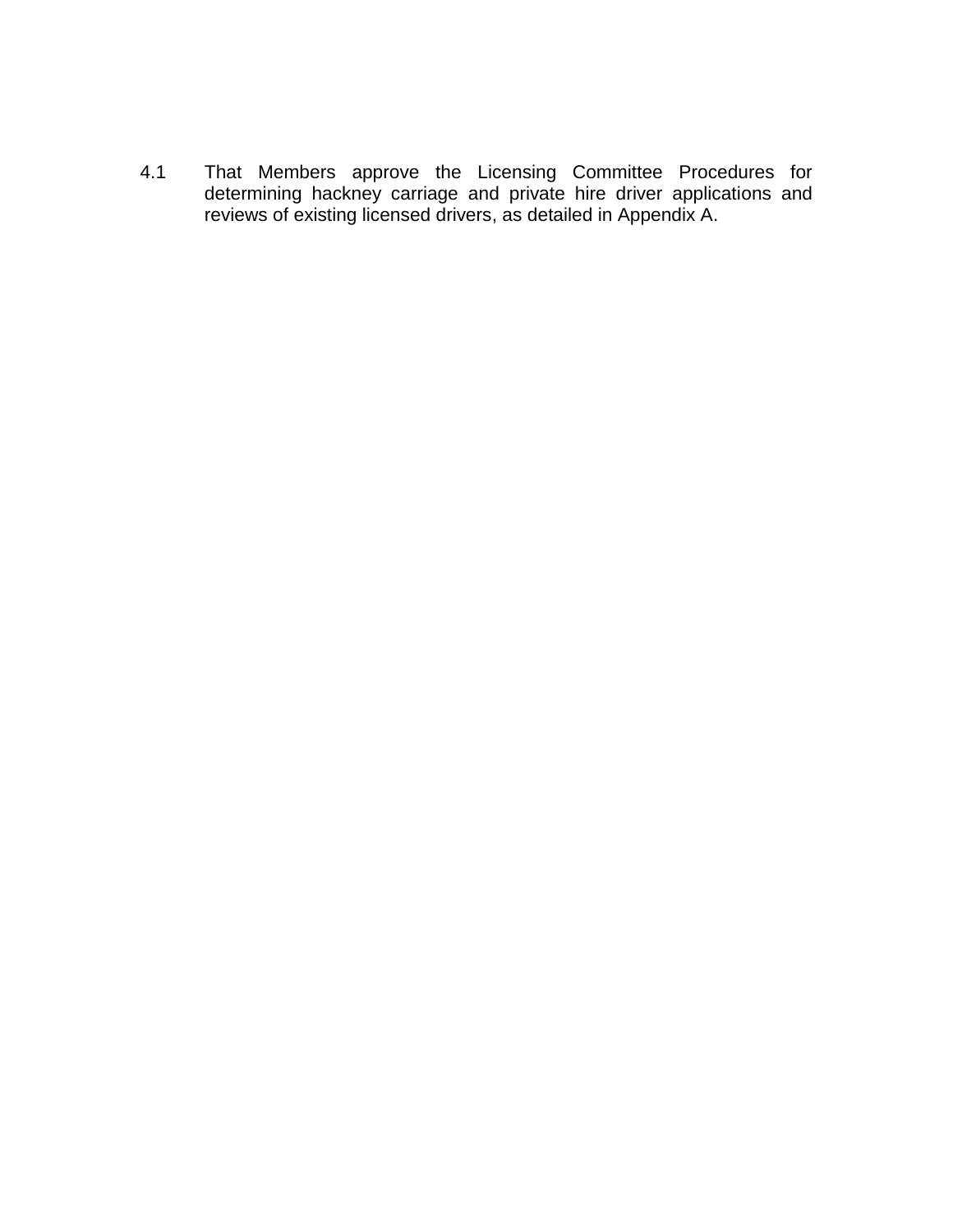4.1 That Members approve the Licensing Committee Procedures for determining hackney carriage and private hire driver applications and reviews of existing licensed drivers, as detailed in Appendix A.